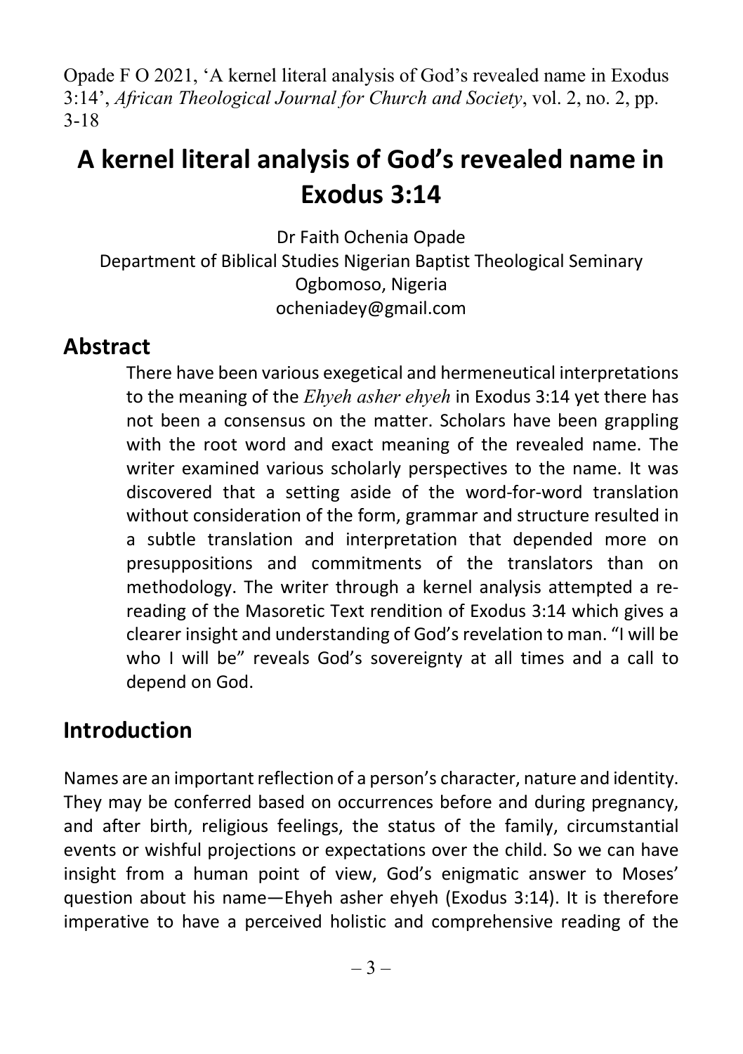Opade F O 2021, 'A kernel literal analysis of God's revealed name in Exodus 3:14', *African Theological Journal for Church and Society*, vol. 2, no. 2, pp. 3-18

# A kernel literal analysis of God's revealed name in Exodus 3:14

Dr Faith Ochenia Opade
Department of Biblical Studies Nigerian Baptist Theological Seminary
Ogbomoso, Nigeria
ocheniadey@gmail.com

## Abstract

There have been various exegetical and hermeneutical interpretations to the meaning of the *Ehyeh asher ehyeh* in Exodus 3:14 yet there has not been a consensus on the matter. Scholars have been grappling with the root word and exact meaning of the revealed name. The writer examined various scholarly perspectives to the name. It was discovered that a setting aside of the word-for-word translation without consideration of the form, grammar and structure resulted in a subtle translation and interpretation that depended more on presuppositions and commitments of the translators than on methodology. The writer through a kernel analysis attempted a re-reading of the Masoretic Text rendition of Exodus 3:14 which gives a clearer insight and understanding of God's revelation to man. "I will be who I will be" reveals God's sovereignty at all times and a call to depend on God.

## Introduction

Names are an important reflection of a person's character, nature and identity. They may be conferred based on occurrences before and during pregnancy, and after birth, religious feelings, the status of the family, circumstantial events or wishful projections or expectations over the child. So we can have insight from a human point of view, God's enigmatic answer to Moses' question about his name—Ehyeh asher ehyeh (Exodus 3:14). It is therefore imperative to have a perceived holistic and comprehensive reading of the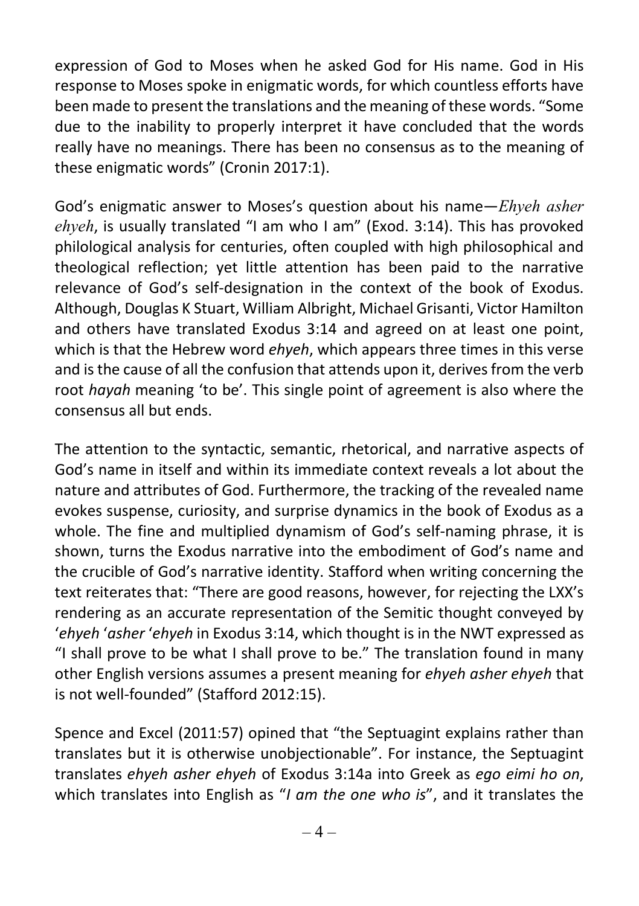expression of God to Moses when he asked God for His name. God in His response to Moses spoke in enigmatic words, for which countless efforts have been made to present the translations and the meaning of these words. "Some due to the inability to properly interpret it have concluded that the words really have no meanings. There has been no consensus as to the meaning of these enigmatic words" (Cronin 2017:1).

God's enigmatic answer to Moses's question about his name—*Ehyeh asher ehyeh*, is usually translated "I am who I am" (Exod. 3:14). This has provoked philological analysis for centuries, often coupled with high philosophical and theological reflection; yet little attention has been paid to the narrative relevance of God's self-designation in the context of the book of Exodus. Although, Douglas K Stuart, William Albright, Michael Grisanti, Victor Hamilton and others have translated Exodus 3:14 and agreed on at least one point, which is that the Hebrew word *ehyeh*, which appears three times in this verse and is the cause of all the confusion that attends upon it, derives from the verb root *hayah* meaning 'to be'. This single point of agreement is also where the consensus all but ends.

The attention to the syntactic, semantic, rhetorical, and narrative aspects of God's name in itself and within its immediate context reveals a lot about the nature and attributes of God. Furthermore, the tracking of the revealed name evokes suspense, curiosity, and surprise dynamics in the book of Exodus as a whole. The fine and multiplied dynamism of God's self-naming phrase, it is shown, turns the Exodus narrative into the embodiment of God's name and the crucible of God's narrative identity. Stafford when writing concerning the text reiterates that: "There are good reasons, however, for rejecting the LXX's rendering as an accurate representation of the Semitic thought conveyed by '*ehyeh* '*asher* '*ehyeh* in Exodus 3:14, which thought is in the NWT expressed as "I shall prove to be what I shall prove to be." The translation found in many other English versions assumes a present meaning for *ehyeh asher ehyeh* that is not well-founded" (Stafford 2012:15).

Spence and Excel (2011:57) opined that "the Septuagint explains rather than translates but it is otherwise unobjectionable". For instance, the Septuagint translates *ehyeh asher ehyeh* of Exodus 3:14a into Greek as *ego eimi ho on*, which translates into English as "*I am the one who is*", and it translates the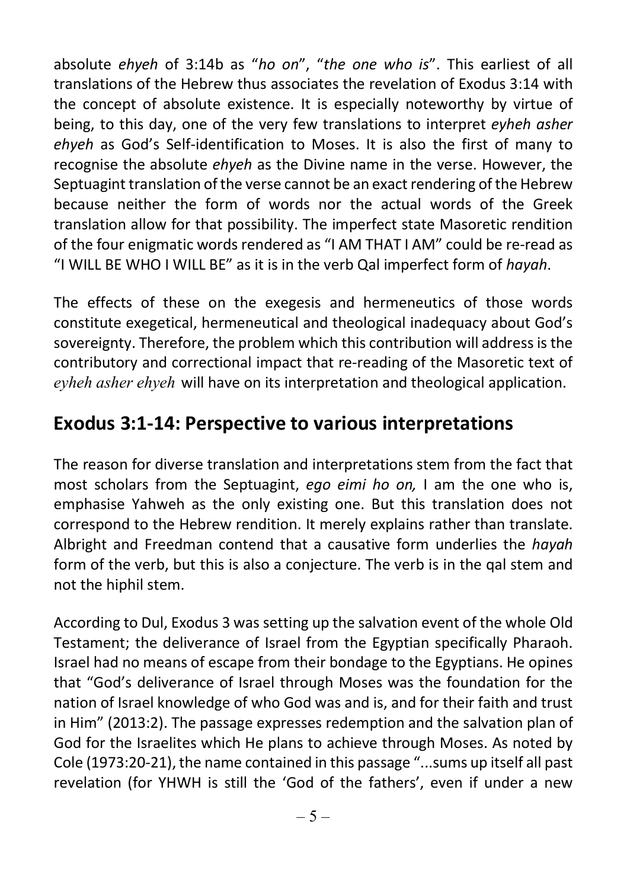absolute *ehyeh* of 3:14b as "*ho on*", "*the one who is*". This earliest of all translations of the Hebrew thus associates the revelation of Exodus 3:14 with the concept of absolute existence. It is especially noteworthy by virtue of being, to this day, one of the very few translations to interpret *eyheh asher ehyeh* as God's Self-identification to Moses. It is also the first of many to recognise the absolute *ehyeh* as the Divine name in the verse. However, the Septuagint translation of the verse cannot be an exact rendering of the Hebrew because neither the form of words nor the actual words of the Greek translation allow for that possibility. The imperfect state Masoretic rendition of the four enigmatic words rendered as "I AM THAT I AM" could be re-read as "I WILL BE WHO I WILL BE" as it is in the verb Qal imperfect form of *hayah*.

The effects of these on the exegesis and hermeneutics of those words constitute exegetical, hermeneutical and theological inadequacy about God's sovereignty. Therefore, the problem which this contribution will address is the contributory and correctional impact that re-reading of the Masoretic text of *eyheh asher ehyeh* will have on its interpretation and theological application.

## Exodus 3:1-14: Perspective to various interpretations

The reason for diverse translation and interpretations stem from the fact that most scholars from the Septuagint, *ego eimi ho on,* I am the one who is, emphasise Yahweh as the only existing one. But this translation does not correspond to the Hebrew rendition. It merely explains rather than translate. Albright and Freedman contend that a causative form underlies the *hayah* form of the verb, but this is also a conjecture. The verb is in the qal stem and not the hiphil stem.

According to Dul, Exodus 3 was setting up the salvation event of the whole Old Testament; the deliverance of Israel from the Egyptian specifically Pharaoh. Israel had no means of escape from their bondage to the Egyptians. He opines that "God's deliverance of Israel through Moses was the foundation for the nation of Israel knowledge of who God was and is, and for their faith and trust in Him" (2013:2). The passage expresses redemption and the salvation plan of God for the Israelites which He plans to achieve through Moses. As noted by Cole (1973:20-21), the name contained in this passage "...sums up itself all past revelation (for YHWH is still the 'God of the fathers', even if under a new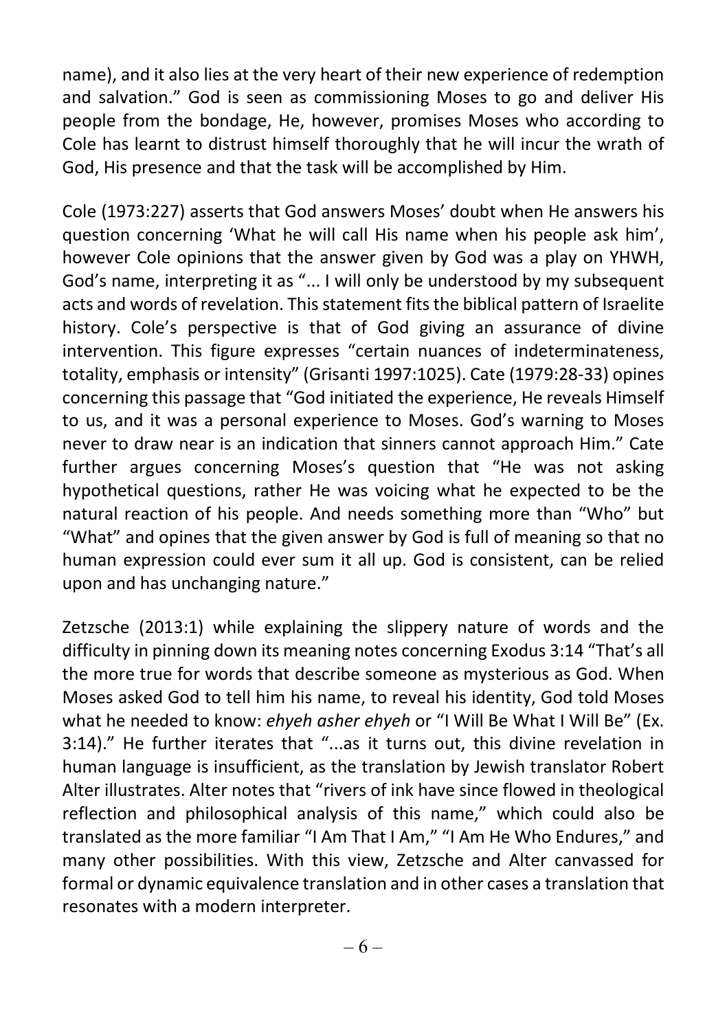name), and it also lies at the very heart of their new experience of redemption and salvation." God is seen as commissioning Moses to go and deliver His people from the bondage, He, however, promises Moses who according to Cole has learnt to distrust himself thoroughly that he will incur the wrath of God, His presence and that the task will be accomplished by Him.

Cole (1973:227) asserts that God answers Moses' doubt when He answers his question concerning 'What he will call His name when his people ask him', however Cole opinions that the answer given by God was a play on YHWH, God's name, interpreting it as "... I will only be understood by my subsequent acts and words of revelation. This statement fits the biblical pattern of Israelite history. Cole's perspective is that of God giving an assurance of divine intervention. This figure expresses "certain nuances of indeterminateness, totality, emphasis or intensity" (Grisanti 1997:1025). Cate (1979:28-33) opines concerning this passage that "God initiated the experience, He reveals Himself to us, and it was a personal experience to Moses. God's warning to Moses never to draw near is an indication that sinners cannot approach Him." Cate further argues concerning Moses's question that "He was not asking hypothetical questions, rather He was voicing what he expected to be the natural reaction of his people. And needs something more than "Who" but "What" and opines that the given answer by God is full of meaning so that no human expression could ever sum it all up. God is consistent, can be relied upon and has unchanging nature."

Zetzsche (2013:1) while explaining the slippery nature of words and the difficulty in pinning down its meaning notes concerning Exodus 3:14 "That's all the more true for words that describe someone as mysterious as God. When Moses asked God to tell him his name, to reveal his identity, God told Moses what he needed to know: *ehyeh asher ehyeh* or "I Will Be What I Will Be" (Ex. 3:14)." He further iterates that "...as it turns out, this divine revelation in human language is insufficient, as the translation by Jewish translator Robert Alter illustrates. Alter notes that "rivers of ink have since flowed in theological reflection and philosophical analysis of this name," which could also be translated as the more familiar "I Am That I Am," "I Am He Who Endures," and many other possibilities. With this view, Zetzsche and Alter canvassed for formal or dynamic equivalence translation and in other cases a translation that resonates with a modern interpreter.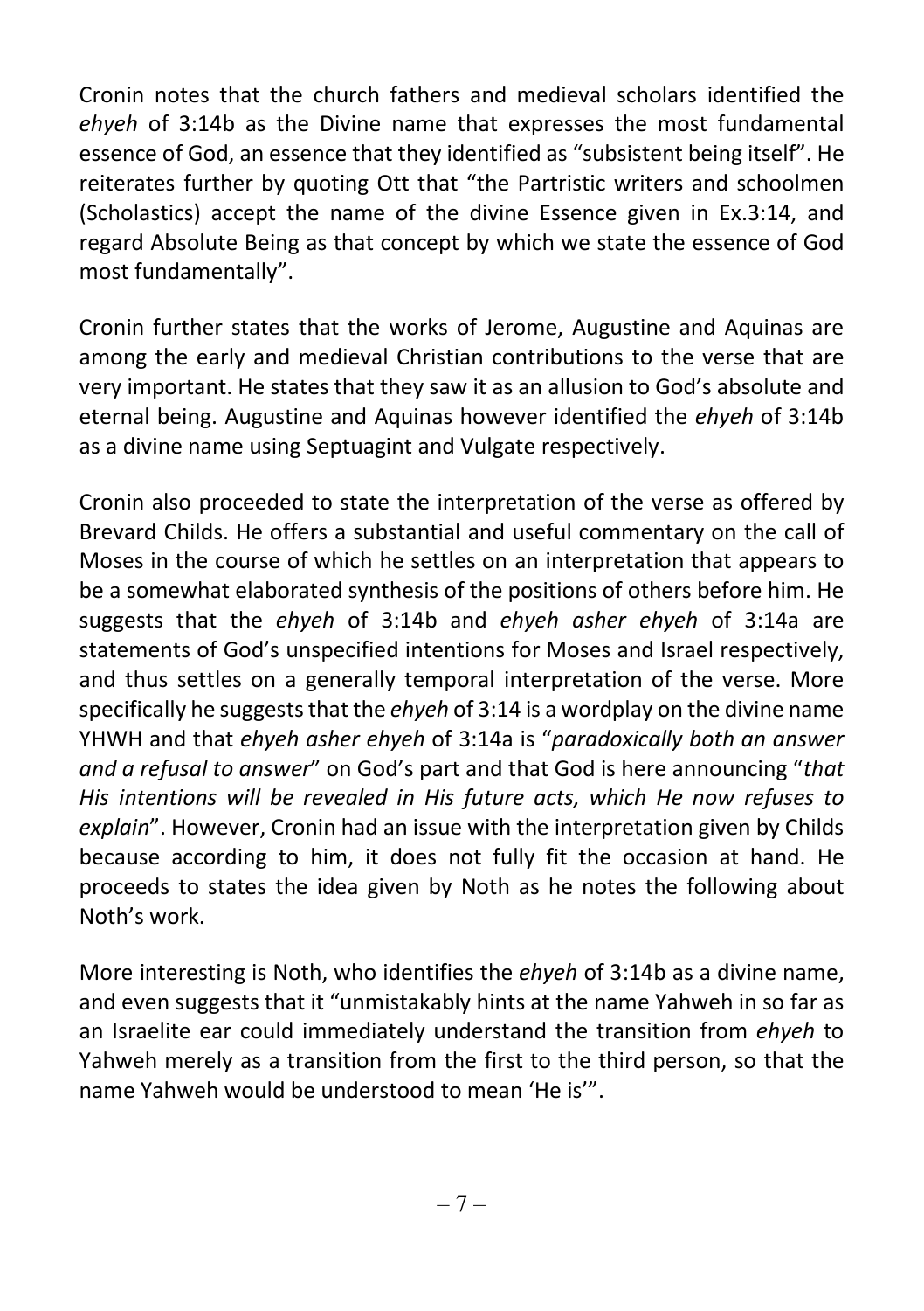Cronin notes that the church fathers and medieval scholars identified the *ehyeh* of 3:14b as the Divine name that expresses the most fundamental essence of God, an essence that they identified as "subsistent being itself". He reiterates further by quoting Ott that "the Partristic writers and schoolmen (Scholastics) accept the name of the divine Essence given in Ex.3:14, and regard Absolute Being as that concept by which we state the essence of God most fundamentally".

Cronin further states that the works of Jerome, Augustine and Aquinas are among the early and medieval Christian contributions to the verse that are very important. He states that they saw it as an allusion to God's absolute and eternal being. Augustine and Aquinas however identified the *ehyeh* of 3:14b as a divine name using Septuagint and Vulgate respectively.

Cronin also proceeded to state the interpretation of the verse as offered by Brevard Childs. He offers a substantial and useful commentary on the call of Moses in the course of which he settles on an interpretation that appears to be a somewhat elaborated synthesis of the positions of others before him. He suggests that the *ehyeh* of 3:14b and *ehyeh asher ehyeh* of 3:14a are statements of God's unspecified intentions for Moses and Israel respectively, and thus settles on a generally temporal interpretation of the verse. More specifically he suggests that the *ehyeh* of 3:14 is a wordplay on the divine name YHWH and that *ehyeh asher ehyeh* of 3:14a is "*paradoxically both an answer and a refusal to answer*" on God's part and that God is here announcing "*that His intentions will be revealed in His future acts, which He now refuses to explain*". However, Cronin had an issue with the interpretation given by Childs because according to him, it does not fully fit the occasion at hand. He proceeds to states the idea given by Noth as he notes the following about Noth's work.

More interesting is Noth, who identifies the *ehyeh* of 3:14b as a divine name, and even suggests that it "unmistakably hints at the name Yahweh in so far as an Israelite ear could immediately understand the transition from *ehyeh* to Yahweh merely as a transition from the first to the third person, so that the name Yahweh would be understood to mean 'He is'".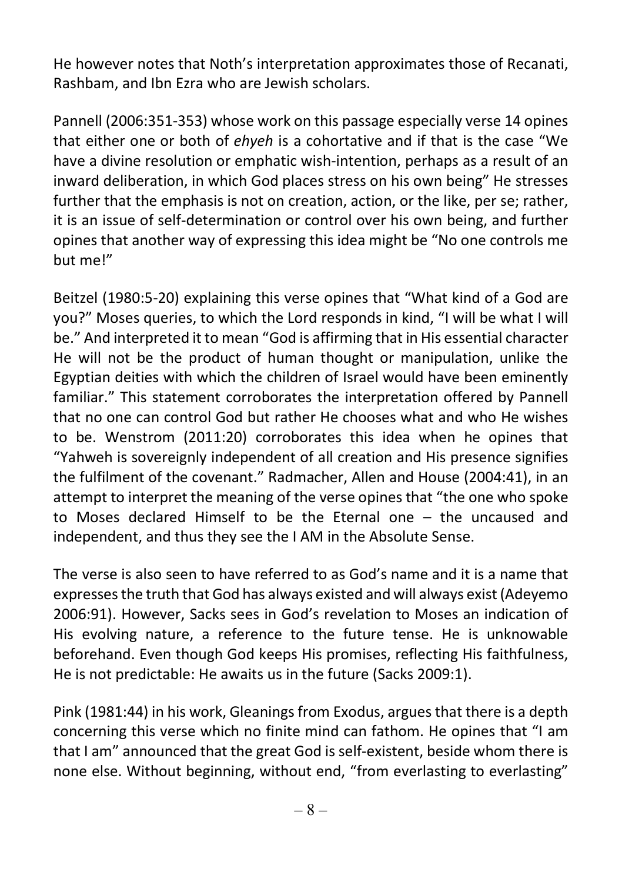He however notes that Noth's interpretation approximates those of Recanati, Rashbam, and Ibn Ezra who are Jewish scholars.

Pannell (2006:351-353) whose work on this passage especially verse 14 opines that either one or both of *ehyeh* is a cohortative and if that is the case "We have a divine resolution or emphatic wish-intention, perhaps as a result of an inward deliberation, in which God places stress on his own being" He stresses further that the emphasis is not on creation, action, or the like, per se; rather, it is an issue of self-determination or control over his own being, and further opines that another way of expressing this idea might be "No one controls me but me!"

Beitzel (1980:5-20) explaining this verse opines that "What kind of a God are you?" Moses queries, to which the Lord responds in kind, "I will be what I will be." And interpreted it to mean "God is affirming that in His essential character He will not be the product of human thought or manipulation, unlike the Egyptian deities with which the children of Israel would have been eminently familiar." This statement corroborates the interpretation offered by Pannell that no one can control God but rather He chooses what and who He wishes to be. Wenstrom (2011:20) corroborates this idea when he opines that "Yahweh is sovereignly independent of all creation and His presence signifies the fulfilment of the covenant." Radmacher, Allen and House (2004:41), in an attempt to interpret the meaning of the verse opines that "the one who spoke to Moses declared Himself to be the Eternal one – the uncaused and independent, and thus they see the I AM in the Absolute Sense.

The verse is also seen to have referred to as God's name and it is a name that expresses the truth that God has always existed and will always exist (Adeyemo 2006:91). However, Sacks sees in God's revelation to Moses an indication of His evolving nature, a reference to the future tense. He is unknowable beforehand. Even though God keeps His promises, reflecting His faithfulness, He is not predictable: He awaits us in the future (Sacks 2009:1).

Pink (1981:44) in his work, Gleanings from Exodus, argues that there is a depth concerning this verse which no finite mind can fathom. He opines that "I am that I am" announced that the great God is self-existent, beside whom there is none else. Without beginning, without end, "from everlasting to everlasting"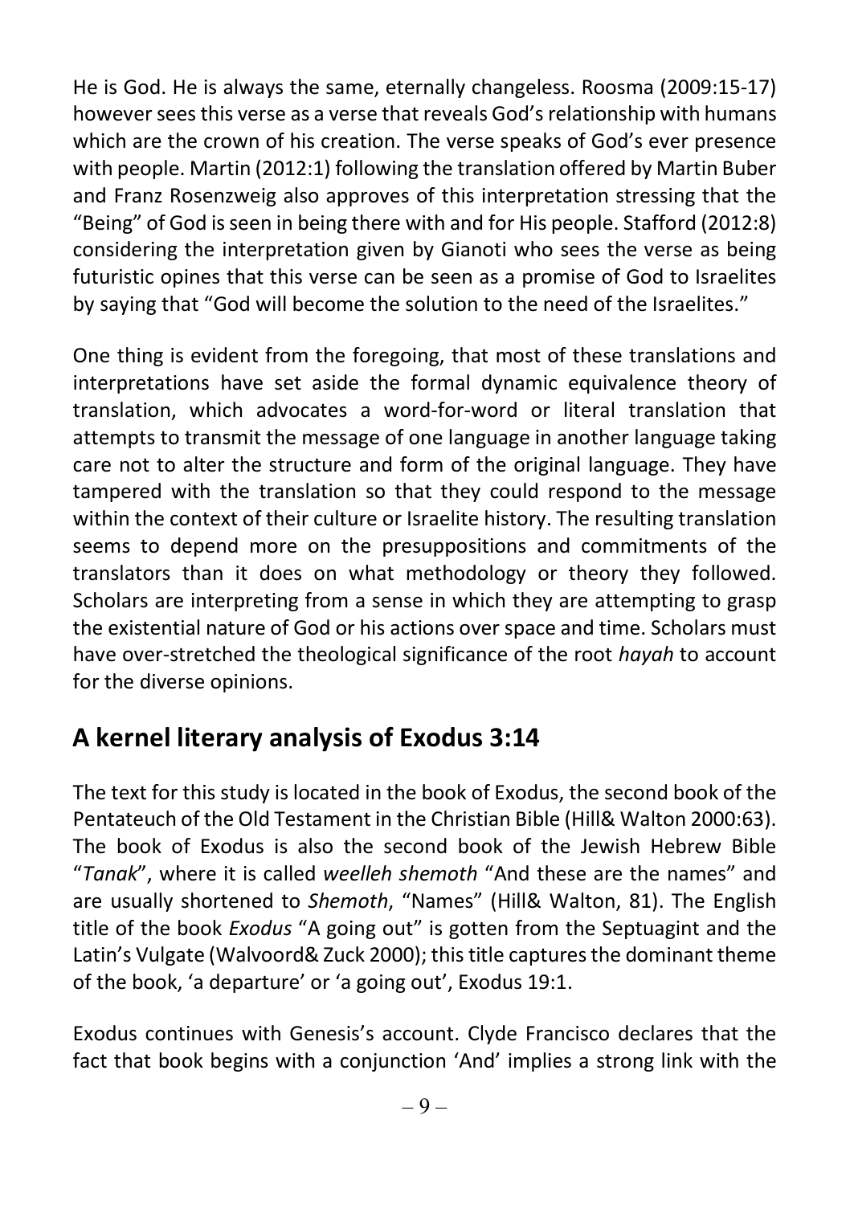He is God. He is always the same, eternally changeless. Roosma (2009:15-17) however sees this verse as a verse that reveals God's relationship with humans which are the crown of his creation. The verse speaks of God's ever presence with people. Martin (2012:1) following the translation offered by Martin Buber and Franz Rosenzweig also approves of this interpretation stressing that the "Being" of God is seen in being there with and for His people. Stafford (2012:8) considering the interpretation given by Gianoti who sees the verse as being futuristic opines that this verse can be seen as a promise of God to Israelites by saying that "God will become the solution to the need of the Israelites."

One thing is evident from the foregoing, that most of these translations and interpretations have set aside the formal dynamic equivalence theory of translation, which advocates a word-for-word or literal translation that attempts to transmit the message of one language in another language taking care not to alter the structure and form of the original language. They have tampered with the translation so that they could respond to the message within the context of their culture or Israelite history. The resulting translation seems to depend more on the presuppositions and commitments of the translators than it does on what methodology or theory they followed. Scholars are interpreting from a sense in which they are attempting to grasp the existential nature of God or his actions over space and time. Scholars must have over-stretched the theological significance of the root *hayah* to account for the diverse opinions.

## A kernel literary analysis of Exodus 3:14

The text for this study is located in the book of Exodus, the second book of the Pentateuch of the Old Testament in the Christian Bible (Hill& Walton 2000:63). The book of Exodus is also the second book of the Jewish Hebrew Bible "*Tanak*", where it is called *weelleh shemoth* "And these are the names" and are usually shortened to *Shemoth*, "Names" (Hill& Walton, 81). The English title of the book *Exodus* "A going out" is gotten from the Septuagint and the Latin's Vulgate (Walvoord& Zuck 2000); this title captures the dominant theme of the book, 'a departure' or 'a going out', Exodus 19:1.

Exodus continues with Genesis's account. Clyde Francisco declares that the fact that book begins with a conjunction 'And' implies a strong link with the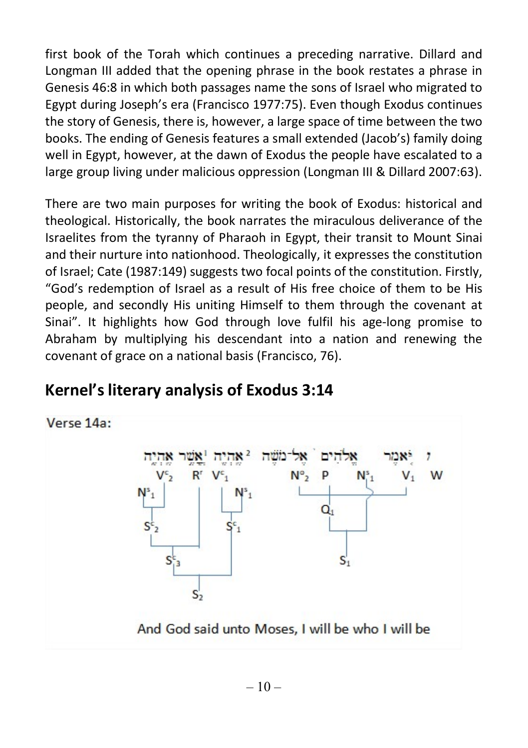first book of the Torah which continues a preceding narrative. Dillard and Longman III added that the opening phrase in the book restates a phrase in Genesis 46:8 in which both passages name the sons of Israel who migrated to Egypt during Joseph's era (Francisco 1977:75). Even though Exodus continues the story of Genesis, there is, however, a large space of time between the two books. The ending of Genesis features a small extended (Jacob's) family doing well in Egypt, however, at the dawn of Exodus the people have escalated to a large group living under malicious oppression (Longman III & Dillard 2007:63).

There are two main purposes for writing the book of Exodus: historical and theological. Historically, the book narrates the miraculous deliverance of the Israelites from the tyranny of Pharaoh in Egypt, their transit to Mount Sinai and their nurture into nationhood. Theologically, it expresses the constitution of Israel; Cate (1987:149) suggests two focal points of the constitution. Firstly, "God's redemption of Israel as a result of His free choice of them to be His people, and secondly His uniting Himself to them through the covenant at Sinai". It highlights how God through love fulfil his age-long promise to Abraham by multiplying his descendant into a nation and renewing the covenant of grace on a national basis (Francisco, 76).

## Kernel's literary analysis of Exodus 3:14

Verse 14a:

וַיֹּאמֶר אֱלֹהִים אֶל־מֹשֶׁה ²אֶהְיֶה ¹אֲשֶׁר אֶהְיֶה

$V^c_2$ $R^r$ $V^c_1$ $N^o_2$ P $N^s_1$ $V_1$ W

$N^s_1$ $N^s_1$ $Q_1$

$S^c_2$ $S^c_1$ $S_1$

$S^c_3$

$S_2$

And God said unto Moses, I will be who I will be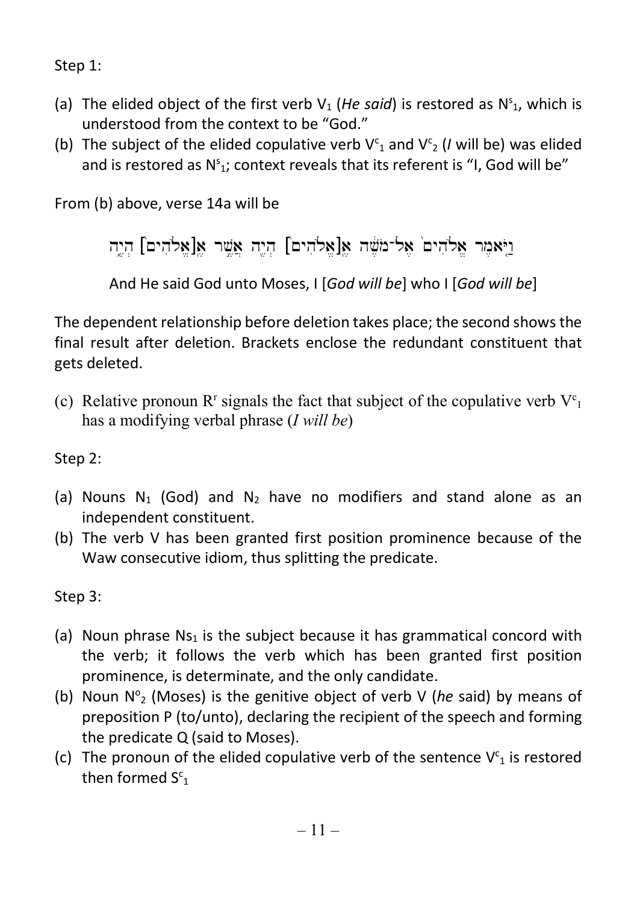Step 1:

(a) The elided object of the first verb $V_1$ (*He said*) is restored as $N^s_1$, which is understood from the context to be "God."
(b) The subject of the elided copulative verb $V^c_1$ and $V^c_2$ (*I* will be) was elided and is restored as $N^s_1$; context reveals that its referent is "I, God will be"

From (b) above, verse 14a will be

וַיֹּאמֶר אֱלֹהִים֙ אֶל־מֹשֶׁה אֶ[אֱלֹהִים] הְיֶה אֲשֶׁר אֶ[אֱלֹהִים] הְיֶה

And He said God unto Moses, I [*God will be*] who I [*God will be*]

The dependent relationship before deletion takes place; the second shows the final result after deletion. Brackets enclose the redundant constituent that gets deleted.

(c) Relative pronoun $R^r$ signals the fact that subject of the copulative verb $V^c_1$ has a modifying verbal phrase (*I will be*)

Step 2:

(a) Nouns $N_1$ (God) and $N_2$ have no modifiers and stand alone as an independent constituent.
(b) The verb V has been granted first position prominence because of the Waw consecutive idiom, thus splitting the predicate.

Step 3:

(a) Noun phrase $Ns_1$ is the subject because it has grammatical concord with the verb; it follows the verb which has been granted first position prominence, is determinate, and the only candidate.
(b) Noun $N^o_2$ (Moses) is the genitive object of verb V (*he* said) by means of preposition P (to/unto), declaring the recipient of the speech and forming the predicate Q (said to Moses).
(c) The pronoun of the elided copulative verb of the sentence $V^c_1$ is restored then formed $S^c_1$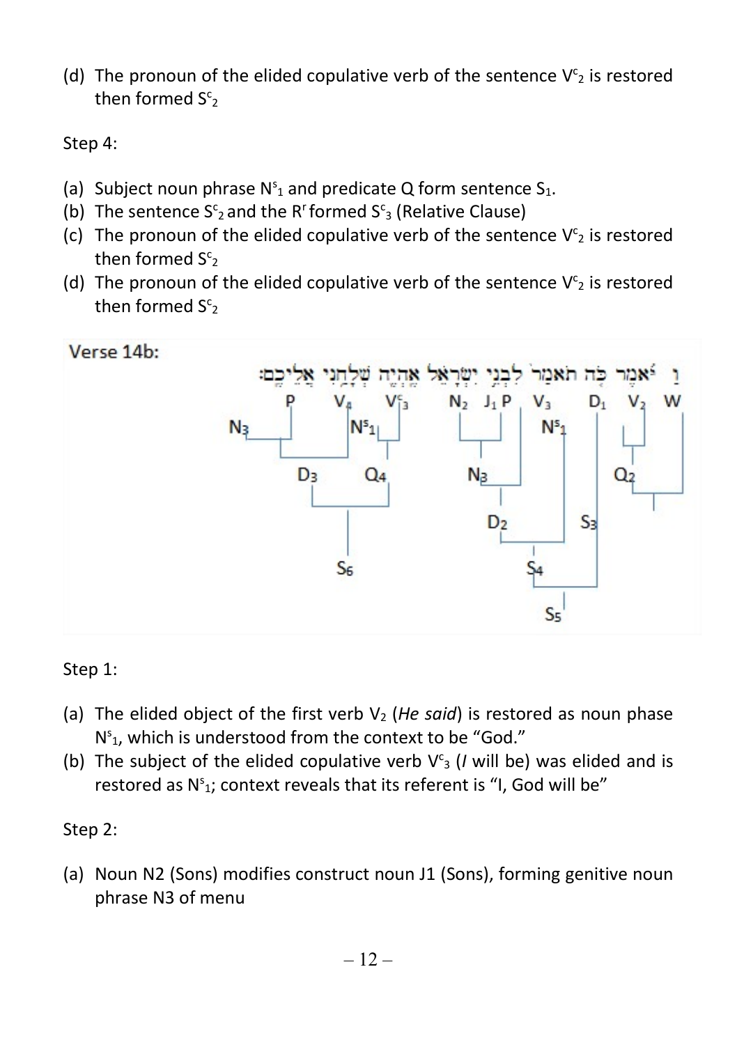(d) The pronoun of the elided copulative verb of the sentence $V^c_2$ is restored then formed $S^c_2$

Step 4:

(a) Subject noun phrase $N^s_1$ and predicate Q form sentence $S_1$.
(b) The sentence $S^c_2$ and the $R^r$ formed $S^c_3$ (Relative Clause)
(c) The pronoun of the elided copulative verb of the sentence $V^c_2$ is restored then formed $S^c_2$
(d) The pronoun of the elided copulative verb of the sentence $V^c_2$ is restored then formed $S^c_2$

Verse 14b:

וַיֹּאמֶר כֹּה תֹאמַר לִבְנֵי יִשְׂרָאֵל אֶהְיֶה שְׁלָחַנִי אֲלֵיכֶם׃

Step 1:

(a) The elided object of the first verb $V_2$ (*He said*) is restored as noun phase $N^s_1$, which is understood from the context to be "God."
(b) The subject of the elided copulative verb $V^c_3$ (*I* will be) was elided and is restored as $N^s_1$; context reveals that its referent is "I, God will be"

Step 2:

(a) Noun N2 (Sons) modifies construct noun J1 (Sons), forming genitive noun phrase N3 of menu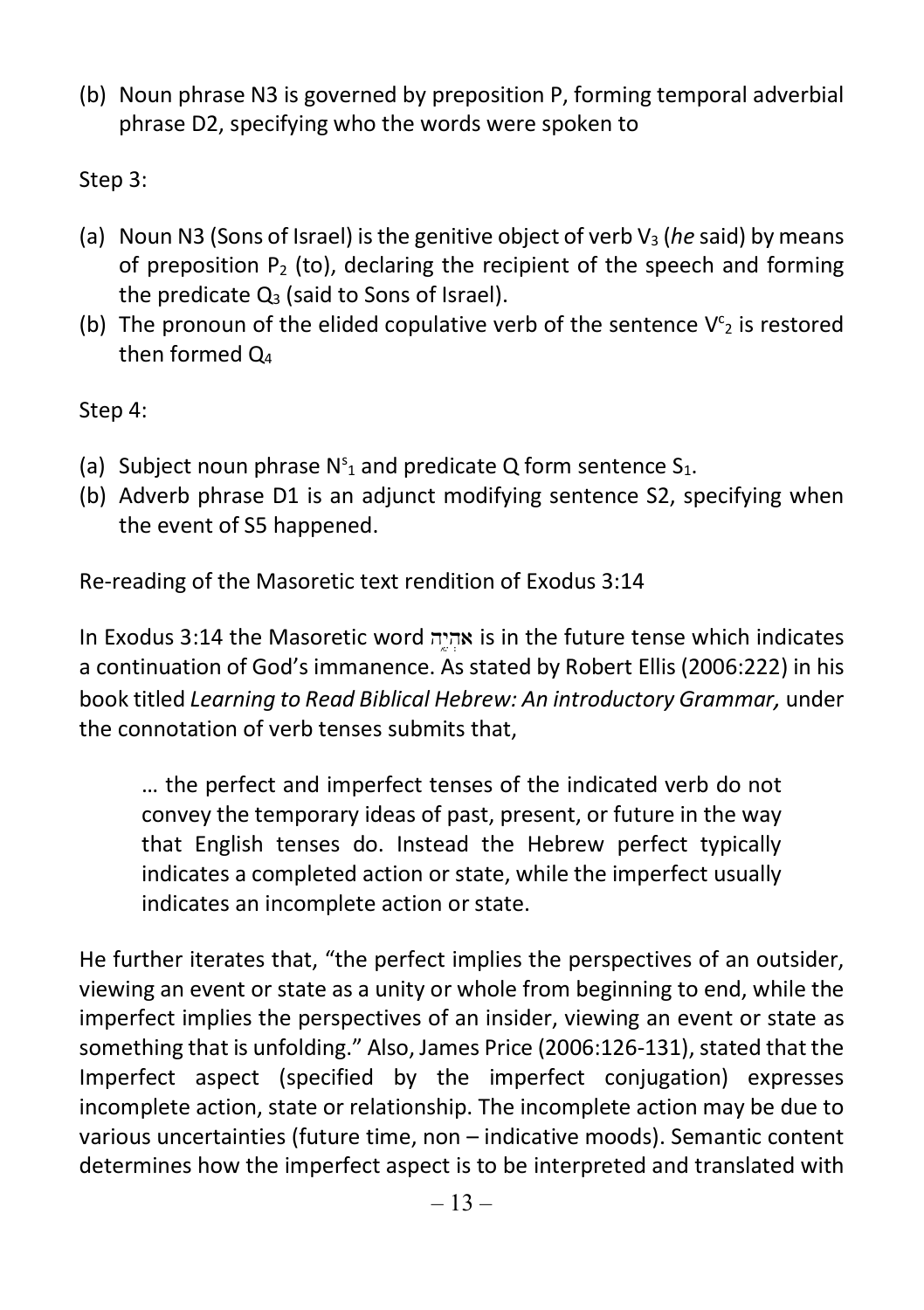(b) Noun phrase N3 is governed by preposition P, forming temporal adverbial phrase D2, specifying who the words were spoken to

Step 3:

(a) Noun N3 (Sons of Israel) is the genitive object of verb $V_3$ (*he* said) by means of preposition $P_2$ (to), declaring the recipient of the speech and forming the predicate $Q_3$ (said to Sons of Israel).
(b) The pronoun of the elided copulative verb of the sentence $V^c_2$ is restored then formed $Q_4$

Step 4:

(a) Subject noun phrase $N^s_1$ and predicate Q form sentence $S_1$.
(b) Adverb phrase D1 is an adjunct modifying sentence S2, specifying when the event of S5 happened.

Re-reading of the Masoretic text rendition of Exodus 3:14

In Exodus 3:14 the Masoretic word אֶהְיֶה is in the future tense which indicates a continuation of God's immanence. As stated by Robert Ellis (2006:222) in his book titled *Learning to Read Biblical Hebrew: An introductory Grammar,* under the connotation of verb tenses submits that,

> … the perfect and imperfect tenses of the indicated verb do not convey the temporary ideas of past, present, or future in the way that English tenses do. Instead the Hebrew perfect typically indicates a completed action or state, while the imperfect usually indicates an incomplete action or state.

He further iterates that, "the perfect implies the perspectives of an outsider, viewing an event or state as a unity or whole from beginning to end, while the imperfect implies the perspectives of an insider, viewing an event or state as something that is unfolding." Also, James Price (2006:126-131), stated that the Imperfect aspect (specified by the imperfect conjugation) expresses incomplete action, state or relationship. The incomplete action may be due to various uncertainties (future time, non – indicative moods). Semantic content determines how the imperfect aspect is to be interpreted and translated with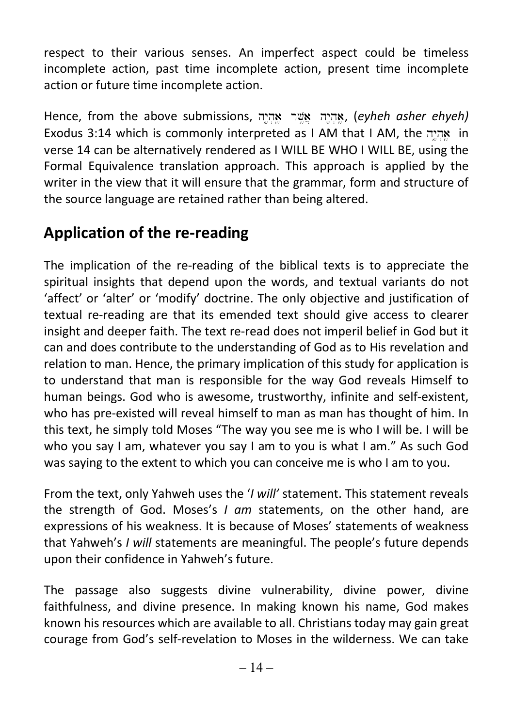respect to their various senses. An imperfect aspect could be timeless incomplete action, past time incomplete action, present time incomplete action or future time incomplete action.

Hence, from the above submissions, אֶהְיֶה אֲשֶׁר אֶהְיֶה, (*eyheh asher ehyeh)* Exodus 3:14 which is commonly interpreted as I AM that I AM, the אֶהְיֶה in verse 14 can be alternatively rendered as I WILL BE WHO I WILL BE, using the Formal Equivalence translation approach. This approach is applied by the writer in the view that it will ensure that the grammar, form and structure of the source language are retained rather than being altered.

## Application of the re-reading

The implication of the re-reading of the biblical texts is to appreciate the spiritual insights that depend upon the words, and textual variants do not 'affect' or 'alter' or 'modify' doctrine. The only objective and justification of textual re-reading are that its emended text should give access to clearer insight and deeper faith. The text re-read does not imperil belief in God but it can and does contribute to the understanding of God as to His revelation and relation to man. Hence, the primary implication of this study for application is to understand that man is responsible for the way God reveals Himself to human beings. God who is awesome, trustworthy, infinite and self-existent, who has pre-existed will reveal himself to man as man has thought of him. In this text, he simply told Moses "The way you see me is who I will be. I will be who you say I am, whatever you say I am to you is what I am." As such God was saying to the extent to which you can conceive me is who I am to you.

From the text, only Yahweh uses the '*I will'* statement. This statement reveals the strength of God. Moses's *I am* statements, on the other hand, are expressions of his weakness. It is because of Moses' statements of weakness that Yahweh's *I will* statements are meaningful. The people's future depends upon their confidence in Yahweh's future.

The passage also suggests divine vulnerability, divine power, divine faithfulness, and divine presence. In making known his name, God makes known his resources which are available to all. Christians today may gain great courage from God's self-revelation to Moses in the wilderness. We can take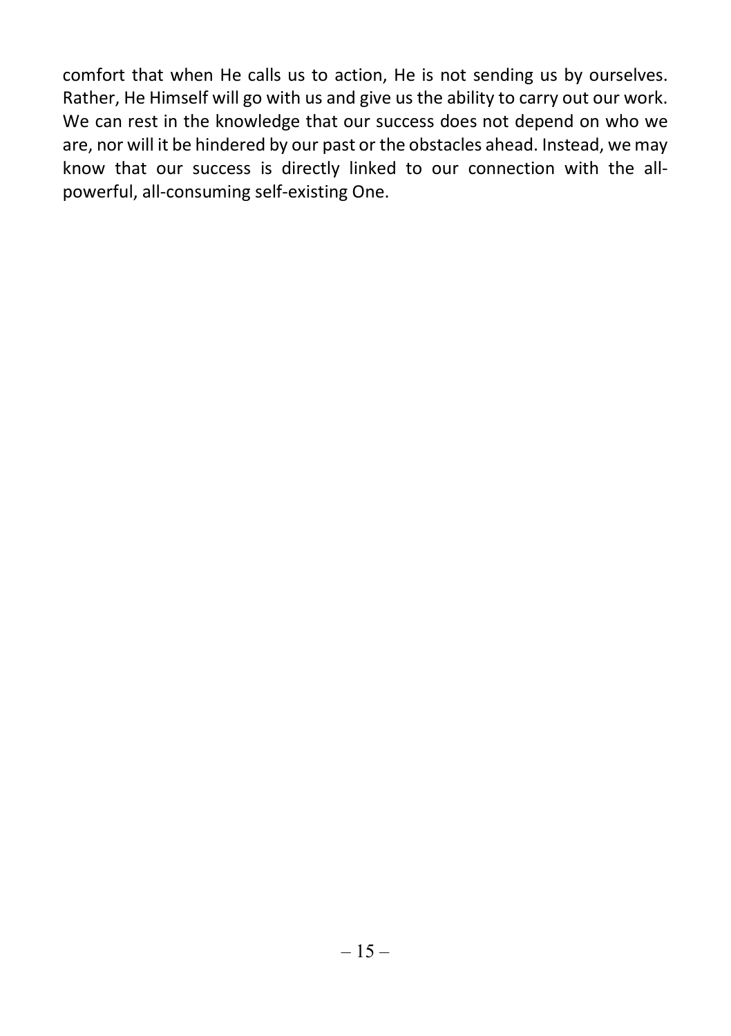comfort that when He calls us to action, He is not sending us by ourselves. Rather, He Himself will go with us and give us the ability to carry out our work. We can rest in the knowledge that our success does not depend on who we are, nor will it be hindered by our past or the obstacles ahead. Instead, we may know that our success is directly linked to our connection with the all-powerful, all-consuming self-existing One.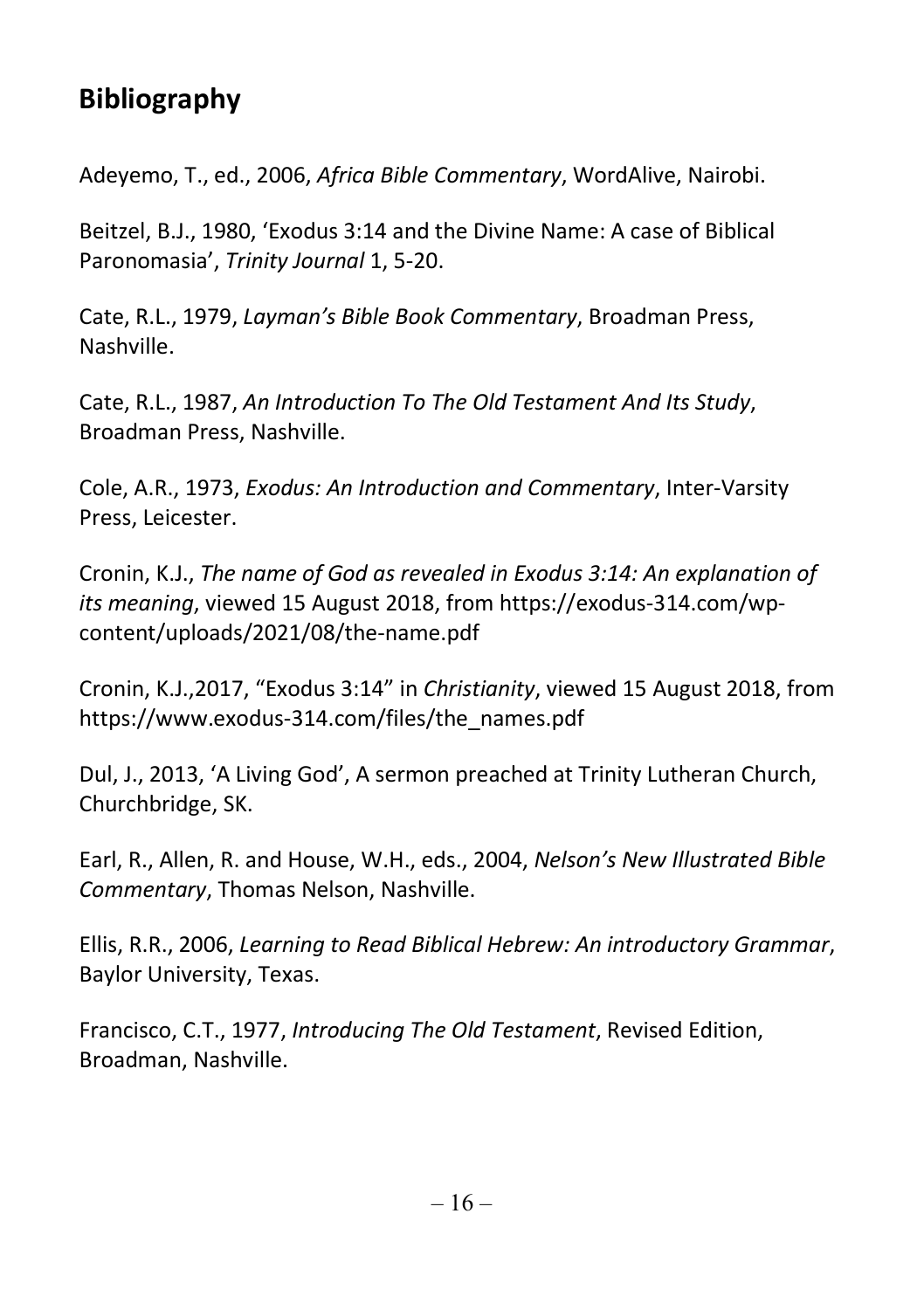## Bibliography

Adeyemo, T., ed., 2006, *Africa Bible Commentary*, WordAlive, Nairobi.

Beitzel, B.J., 1980, 'Exodus 3:14 and the Divine Name: A case of Biblical Paronomasia', *Trinity Journal* 1, 5-20.

Cate, R.L., 1979, *Layman's Bible Book Commentary*, Broadman Press, Nashville.

Cate, R.L., 1987, *An Introduction To The Old Testament And Its Study*, Broadman Press, Nashville.

Cole, A.R., 1973, *Exodus: An Introduction and Commentary*, Inter-Varsity Press, Leicester.

Cronin, K.J., *The name of God as revealed in Exodus 3:14: An explanation of its meaning*, viewed 15 August 2018, from https://exodus-314.com/wp-content/uploads/2021/08/the-name.pdf

Cronin, K.J.,2017, "Exodus 3:14" in *Christianity*, viewed 15 August 2018, from https://www.exodus-314.com/files/the_names.pdf

Dul, J., 2013, 'A Living God', A sermon preached at Trinity Lutheran Church, Churchbridge, SK.

Earl, R., Allen, R. and House, W.H., eds., 2004, *Nelson's New Illustrated Bible Commentary*, Thomas Nelson, Nashville.

Ellis, R.R., 2006, *Learning to Read Biblical Hebrew: An introductory Grammar*, Baylor University, Texas.

Francisco, C.T., 1977, *Introducing The Old Testament*, Revised Edition, Broadman, Nashville.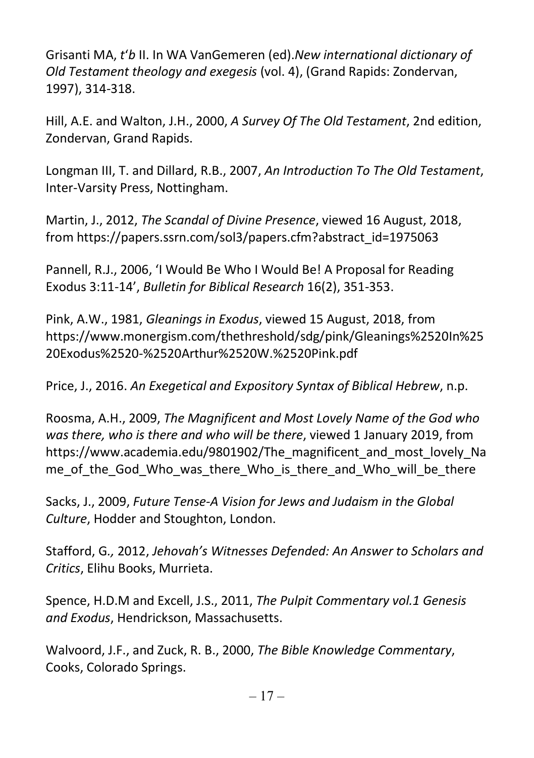Grisanti MA, *t'b* II. In WA VanGemeren (ed).*New international dictionary of Old Testament theology and exegesis* (vol. 4), (Grand Rapids: Zondervan, 1997), 314-318.

Hill, A.E. and Walton, J.H., 2000, *A Survey Of The Old Testament*, 2nd edition, Zondervan, Grand Rapids.

Longman III, T. and Dillard, R.B., 2007, *An Introduction To The Old Testament*, Inter-Varsity Press, Nottingham.

Martin, J., 2012, *The Scandal of Divine Presence*, viewed 16 August, 2018, from https://papers.ssrn.com/sol3/papers.cfm?abstract_id=1975063

Pannell, R.J., 2006, 'I Would Be Who I Would Be! A Proposal for Reading Exodus 3:11-14', *Bulletin for Biblical Research* 16(2), 351-353.

Pink, A.W., 1981, *Gleanings in Exodus*, viewed 15 August, 2018, from https://www.monergism.com/thethreshold/sdg/pink/Gleanings%2520In%2520Exodus%2520-%2520Arthur%2520W.%2520Pink.pdf

Price, J., 2016. *An Exegetical and Expository Syntax of Biblical Hebrew*, n.p.

Roosma, A.H., 2009, *The Magnificent and Most Lovely Name of the God who was there, who is there and who will be there*, viewed 1 January 2019, from https://www.academia.edu/9801902/The_magnificent_and_most_lovely_Name_of_the_God_Who_was_there_Who_is_there_and_Who_will_be_there

Sacks, J., 2009, *Future Tense-A Vision for Jews and Judaism in the Global Culture*, Hodder and Stoughton, London.

Stafford, G., 2012, *Jehovah's Witnesses Defended: An Answer to Scholars and Critics*, Elihu Books, Murrieta.

Spence, H.D.M and Excell, J.S., 2011, *The Pulpit Commentary vol.1 Genesis and Exodus*, Hendrickson, Massachusetts.

Walvoord, J.F., and Zuck, R. B., 2000, *The Bible Knowledge Commentary*, Cooks, Colorado Springs.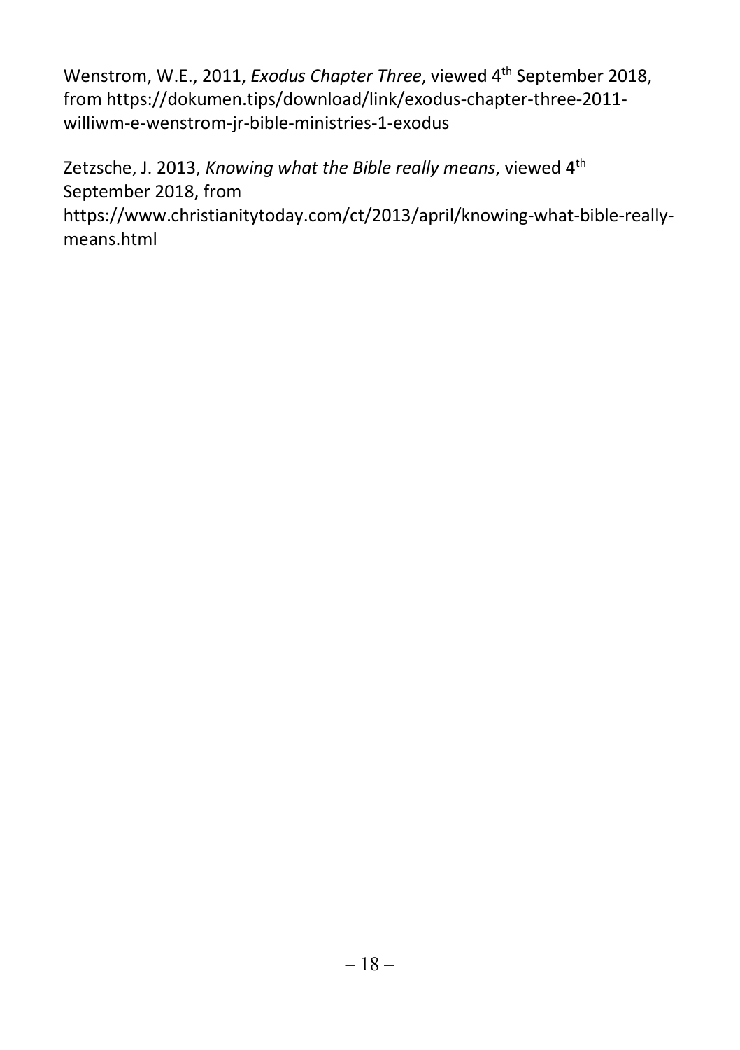Wenstrom, W.E., 2011, *Exodus Chapter Three*, viewed 4th September 2018, from https://dokumen.tips/download/link/exodus-chapter-three-2011-williwm-e-wenstrom-jr-bible-ministries-1-exodus

Zetzsche, J. 2013, *Knowing what the Bible really means*, viewed 4th September 2018, from https://www.christianitytoday.com/ct/2013/april/knowing-what-bible-really-means.html